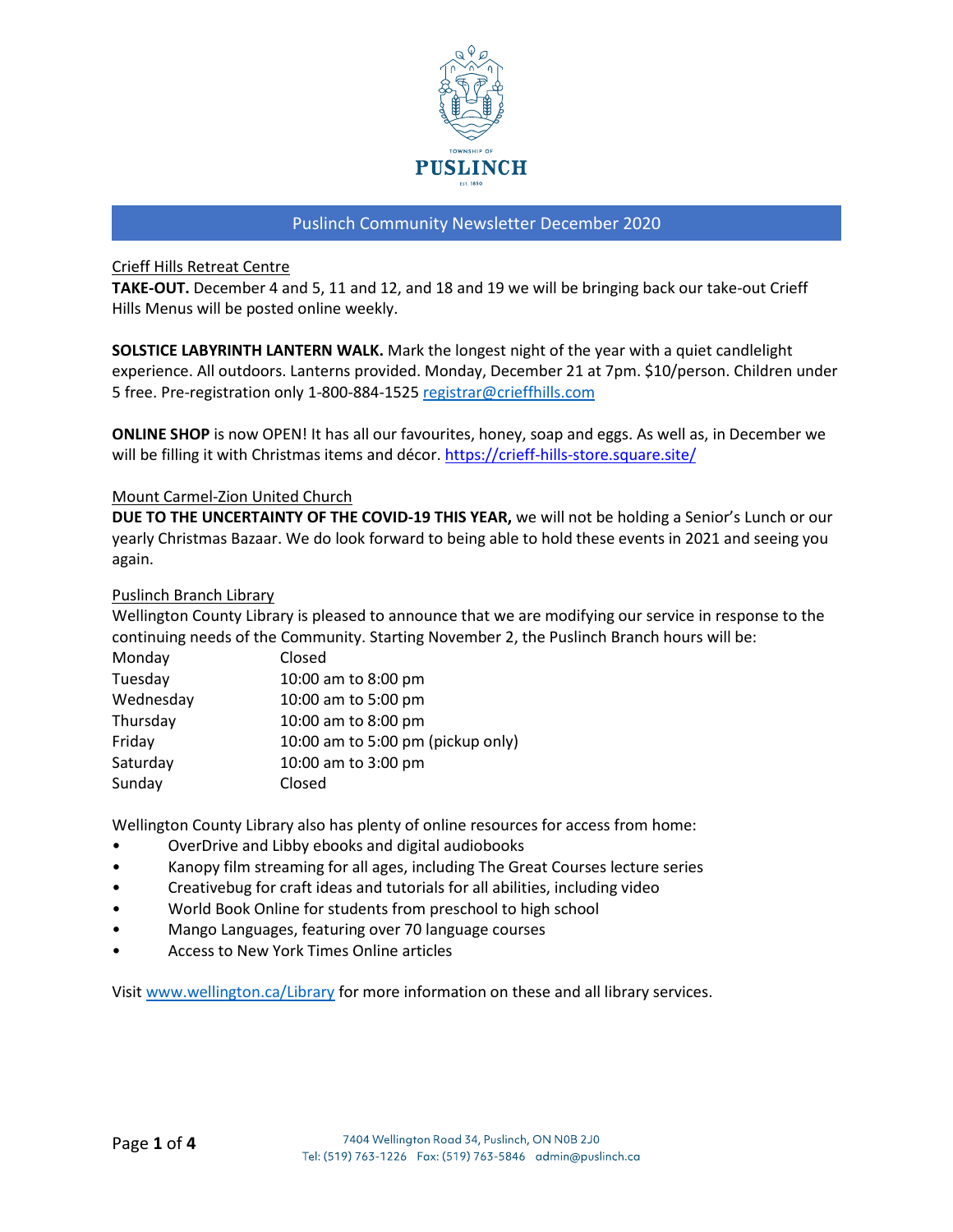# Puslinch Community Newsletter December 2020

## Crieff Hills Retreat Centre

**TAKE-OUT.** December 4 and 5, 11 and 12, and 18 and 19 we will be bringing back our take-out Crieff Hills Menus will be posted online weekly.

**SOLSTICE LABYRINTH LANTERN WALK.** Mark the longest night of the year with a quiet candlelight experience. All outdoors. Lanterns provided. Monday, December 21 at 7pm. $10/person. Children under 5 free. Pre-registration only 1-800-884-1525 registrar@crieffhills.com

**ONLINE SHOP** is now OPEN! It has all our favourites, honey, soap and eggs. As well as, in December we will be filling it with Christmas items and décor. https://crieff-hills-store.square.site/

## Mount Carmel-Zion United Church

**DUE TO THE UNCERTAINTY OF THE COVID-19 THIS YEAR,** we will not be holding a Senior's Lunch or our yearly Christmas Bazaar. We do look forward to being able to hold these events in 2021 and seeing you again.

## Puslinch Branch Library

Wellington County Library is pleased to announce that we are modifying our service in response to the continuing needs of the Community. Starting November 2, the Puslinch Branch hours will be:

| Day | Hours |
|---|---|
| Monday | Closed |
| Tuesday | 10:00 am to 8:00 pm |
| Wednesday | 10:00 am to 5:00 pm |
| Thursday | 10:00 am to 8:00 pm |
| Friday | 10:00 am to 5:00 pm (pickup only) |
| Saturday | 10:00 am to 3:00 pm |
| Sunday | Closed |

Wellington County Library also has plenty of online resources for access from home:

- OverDrive and Libby ebooks and digital audiobooks
- Kanopy film streaming for all ages, including The Great Courses lecture series
- Creativebug for craft ideas and tutorials for all abilities, including video
- World Book Online for students from preschool to high school
- Mango Languages, featuring over 70 language courses
- Access to New York Times Online articles

Visit www.wellington.ca/Library for more information on these and all library services.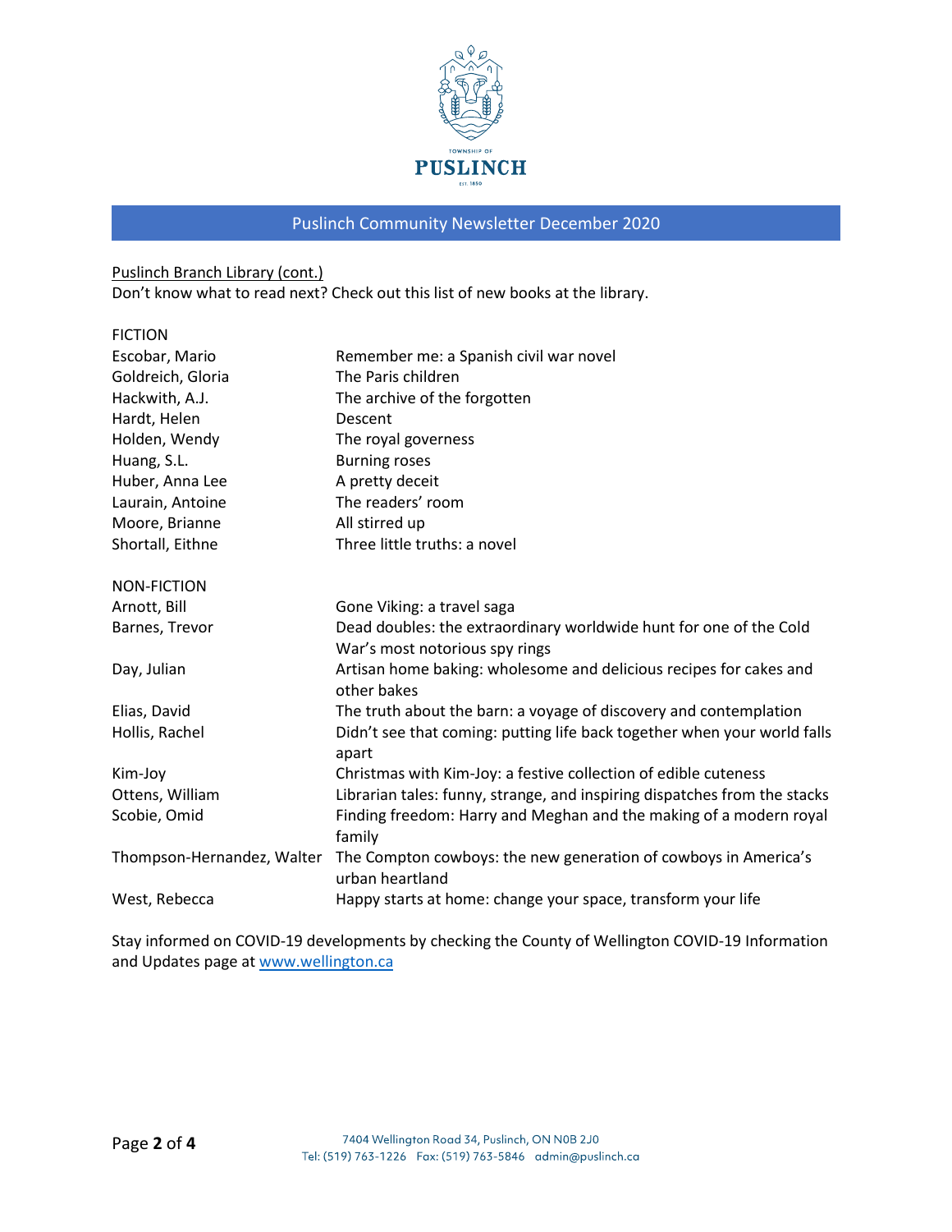Puslinch Community Newsletter December 2020

Puslinch Branch Library (cont.)

Don't know what to read next? Check out this list of new books at the library.

| FICTION | |
|---|---|
| Escobar, Mario | Remember me: a Spanish civil war novel |
| Goldreich, Gloria | The Paris children |
| Hackwith, A.J. | The archive of the forgotten |
| Hardt, Helen | Descent |
| Holden, Wendy | The royal governess |
| Huang, S.L. | Burning roses |
| Huber, Anna Lee | A pretty deceit |
| Laurain, Antoine | The readers' room |
| Moore, Brianne | All stirred up |
| Shortall, Eithne | Three little truths: a novel |

| NON-FICTION | |
|---|---|
| Arnott, Bill | Gone Viking: a travel saga |
| Barnes, Trevor | Dead doubles: the extraordinary worldwide hunt for one of the Cold War's most notorious spy rings |
| Day, Julian | Artisan home baking: wholesome and delicious recipes for cakes and other bakes |
| Elias, David | The truth about the barn: a voyage of discovery and contemplation |
| Hollis, Rachel | Didn't see that coming: putting life back together when your world falls apart |
| Kim-Joy | Christmas with Kim-Joy: a festive collection of edible cuteness |
| Ottens, William | Librarian tales: funny, strange, and inspiring dispatches from the stacks |
| Scobie, Omid | Finding freedom: Harry and Meghan and the making of a modern royal family |
| Thompson-Hernandez, Walter | The Compton cowboys: the new generation of cowboys in America's urban heartland |
| West, Rebecca | Happy starts at home: change your space, transform your life |

Stay informed on COVID-19 developments by checking the County of Wellington COVID-19 Information and Updates page at [www.wellington.ca](http://www.wellington.ca)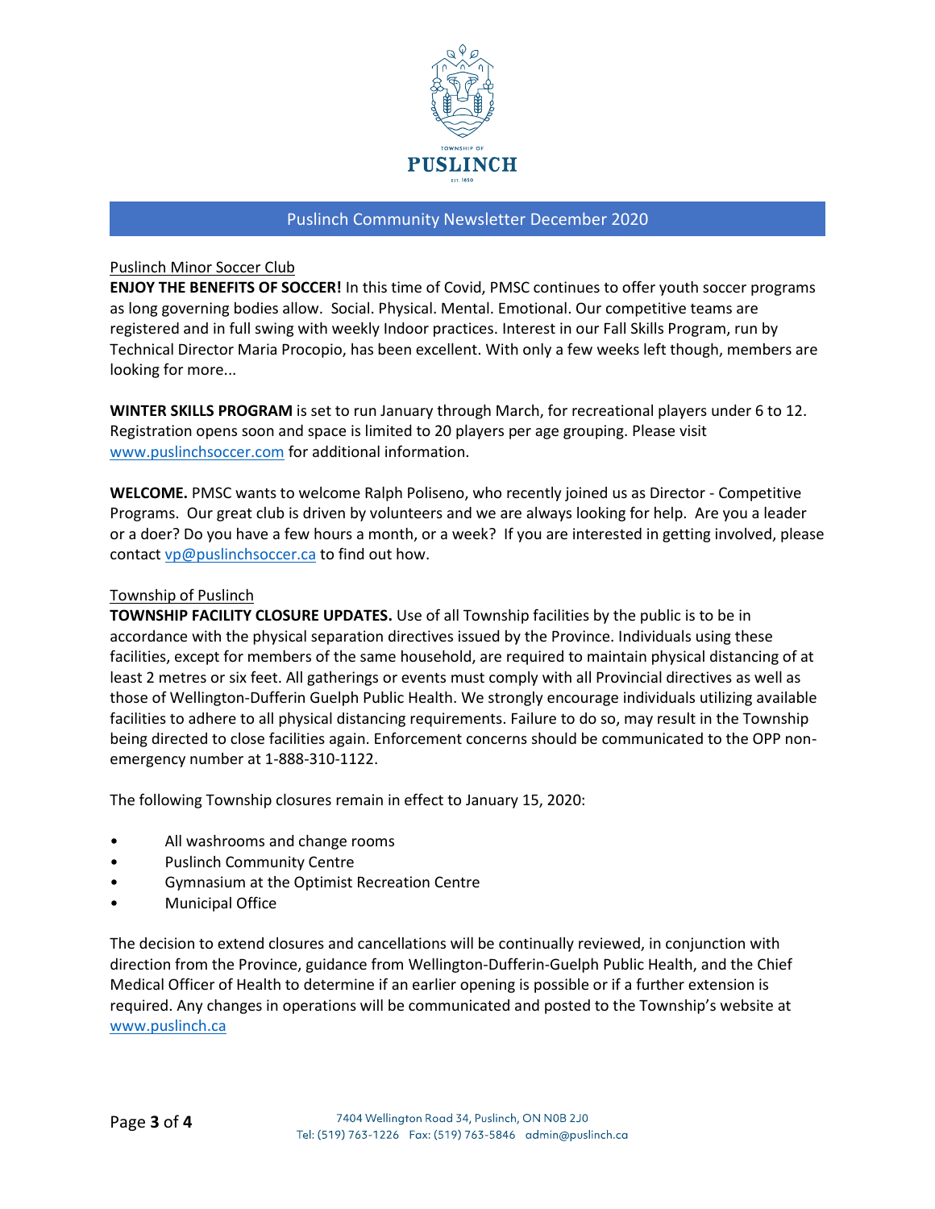Puslinch Community Newsletter December 2020

Puslinch Minor Soccer Club

**ENJOY THE BENEFITS OF SOCCER!** In this time of Covid, PMSC continues to offer youth soccer programs as long governing bodies allow. Social. Physical. Mental. Emotional. Our competitive teams are registered and in full swing with weekly Indoor practices. Interest in our Fall Skills Program, run by Technical Director Maria Procopio, has been excellent. With only a few weeks left though, members are looking for more...

**WINTER SKILLS PROGRAM** is set to run January through March, for recreational players under 6 to 12. Registration opens soon and space is limited to 20 players per age grouping. Please visit www.puslinchsoccer.com for additional information.

**WELCOME.** PMSC wants to welcome Ralph Poliseno, who recently joined us as Director - Competitive Programs. Our great club is driven by volunteers and we are always looking for help. Are you a leader or a doer? Do you have a few hours a month, or a week? If you are interested in getting involved, please contact vp@puslinchsoccer.ca to find out how.

Township of Puslinch

**TOWNSHIP FACILITY CLOSURE UPDATES.** Use of all Township facilities by the public is to be in accordance with the physical separation directives issued by the Province. Individuals using these facilities, except for members of the same household, are required to maintain physical distancing of at least 2 metres or six feet. All gatherings or events must comply with all Provincial directives as well as those of Wellington-Dufferin Guelph Public Health. We strongly encourage individuals utilizing available facilities to adhere to all physical distancing requirements. Failure to do so, may result in the Township being directed to close facilities again. Enforcement concerns should be communicated to the OPP non-emergency number at 1-888-310-1122.

The following Township closures remain in effect to January 15, 2020:

- All washrooms and change rooms
- Puslinch Community Centre
- Gymnasium at the Optimist Recreation Centre
- Municipal Office

The decision to extend closures and cancellations will be continually reviewed, in conjunction with direction from the Province, guidance from Wellington-Dufferin-Guelph Public Health, and the Chief Medical Officer of Health to determine if an earlier opening is possible or if a further extension is required. Any changes in operations will be communicated and posted to the Township's website at www.puslinch.ca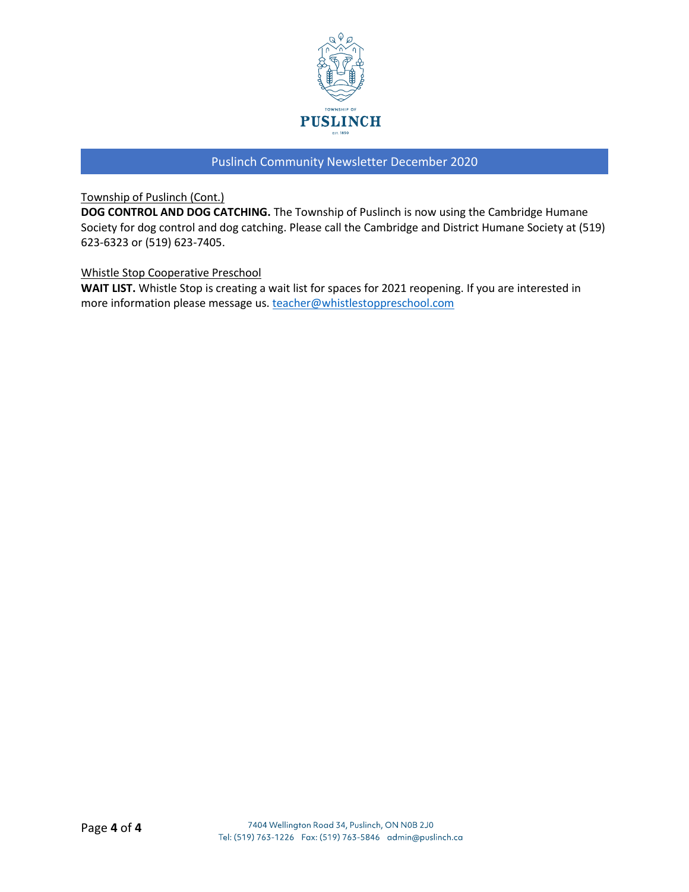Township of Puslinch (Cont.)

**DOG CONTROL AND DOG CATCHING.** The Township of Puslinch is now using the Cambridge Humane Society for dog control and dog catching. Please call the Cambridge and District Humane Society at (519) 623-6323 or (519) 623-7405.

Whistle Stop Cooperative Preschool

**WAIT LIST.** Whistle Stop is creating a wait list for spaces for 2021 reopening. If you are interested in more information please message us. teacher@whistlestoppreschool.com